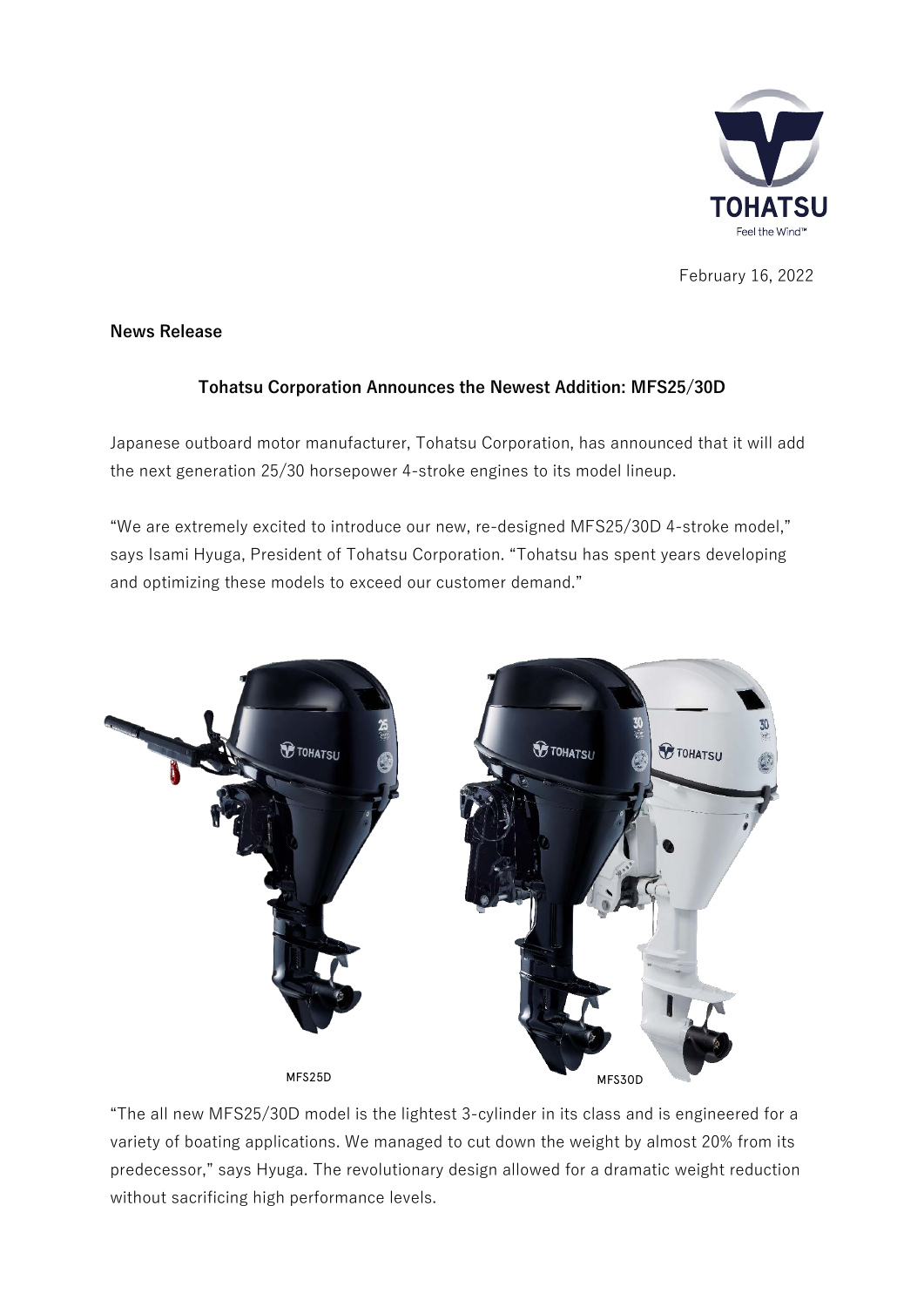February 16, 2022

**News Release**

## Tohatsu Corporation Announces the Newest Addition: MFS25/30D

Japanese outboard motor manufacturer, Tohatsu Corporation, has announced that it will add the next generation 25/30 horsepower 4-stroke engines to its model lineup.

"We are extremely excited to introduce our new, re-designed MFS25/30D 4-stroke model," says Isami Hyuga, President of Tohatsu Corporation. "Tohatsu has spent years developing and optimizing these models to exceed our customer demand."

MFS25D

MFS30D

"The all new MFS25/30D model is the lightest 3-cylinder in its class and is engineered for a variety of boating applications. We managed to cut down the weight by almost 20% from its predecessor," says Hyuga. The revolutionary design allowed for a dramatic weight reduction without sacrificing high performance levels.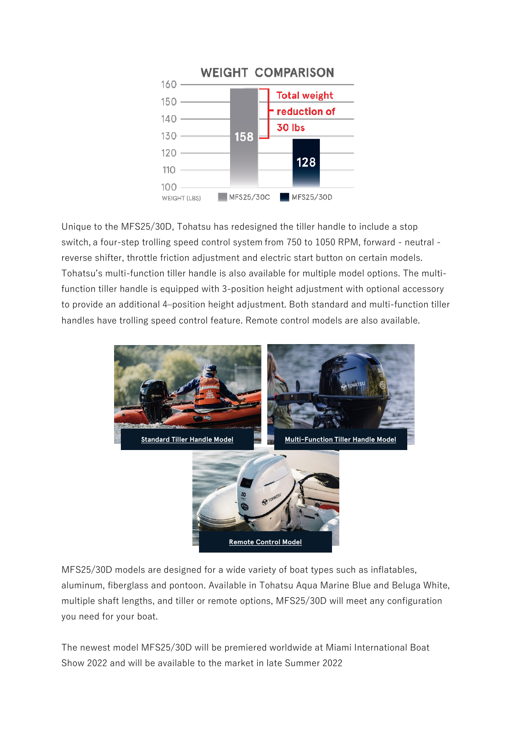WEIGHT COMPARISON

160
150
140
130
120
110
100
WEIGHT (LBS)

158
128

Total weight reduction of 30 lbs

MFS25/30C
MFS25/30D

Unique to the MFS25/30D, Tohatsu has redesigned the tiller handle to include a stop switch, a four-step trolling speed control system from 750 to 1050 RPM, forward - neutral - reverse shifter, throttle friction adjustment and electric start button on certain models. Tohatsu's multi-function tiller handle is also available for multiple model options. The multi-function tiller handle is equipped with 3-position height adjustment with optional accessory to provide an additional 4–position height adjustment. Both standard and multi-function tiller handles have trolling speed control feature. Remote control models are also available.

Standard Tiller Handle Model

Multi-Function Tiller Handle Model

Remote Control Model

MFS25/30D models are designed for a wide variety of boat types such as inflatables, aluminum, fiberglass and pontoon. Available in Tohatsu Aqua Marine Blue and Beluga White, multiple shaft lengths, and tiller or remote options, MFS25/30D will meet any configuration you need for your boat.

The newest model MFS25/30D will be premiered worldwide at Miami International Boat Show 2022 and will be available to the market in late Summer 2022